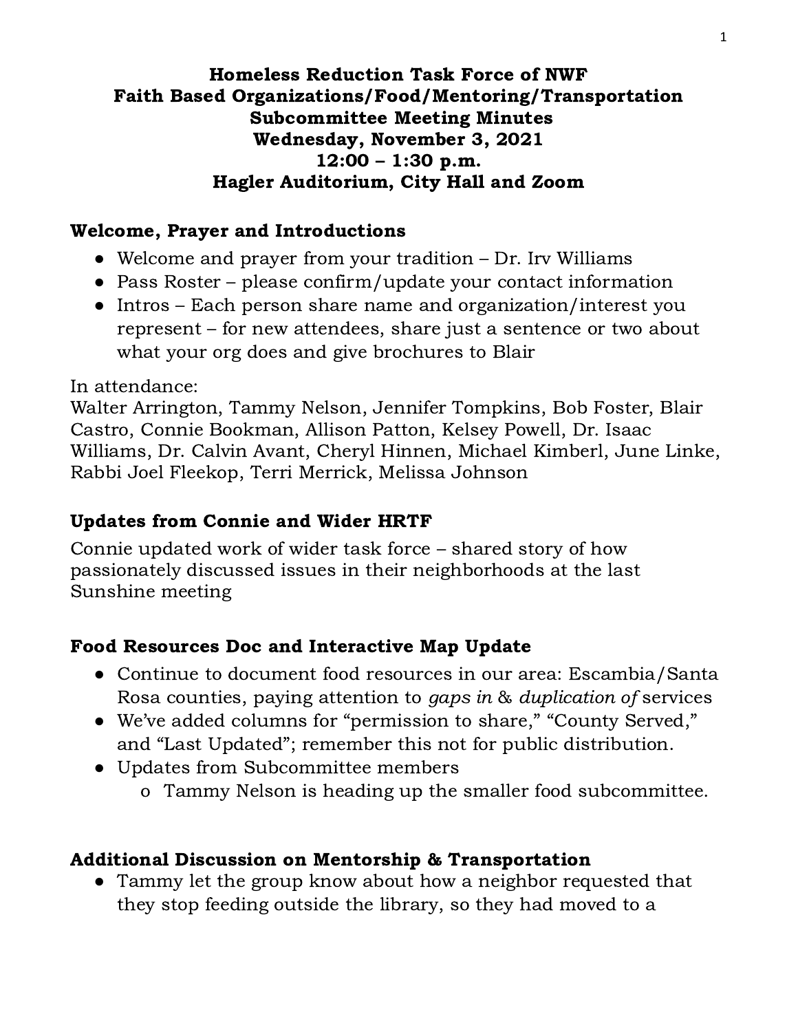**Homeless Reduction Task Force of NWF**
**Faith Based Organizations/Food/Mentoring/Transportation**
**Subcommittee Meeting Minutes**
**Wednesday, November 3, 2021**
**12:00 – 1:30 p.m.**
**Hagler Auditorium, City Hall and Zoom**

## Welcome, Prayer and Introductions

- Welcome and prayer from your tradition – Dr. Irv Williams
- Pass Roster – please confirm/update your contact information
- Intros – Each person share name and organization/interest you represent – for new attendees, share just a sentence or two about what your org does and give brochures to Blair

In attendance:
Walter Arrington, Tammy Nelson, Jennifer Tompkins, Bob Foster, Blair Castro, Connie Bookman, Allison Patton, Kelsey Powell, Dr. Isaac Williams, Dr. Calvin Avant, Cheryl Hinnen, Michael Kimberl, June Linke, Rabbi Joel Fleekop, Terri Merrick, Melissa Johnson

## Updates from Connie and Wider HRTF

Connie updated work of wider task force – shared story of how passionately discussed issues in their neighborhoods at the last Sunshine meeting

## Food Resources Doc and Interactive Map Update

- Continue to document food resources in our area: Escambia/Santa Rosa counties, paying attention to *gaps in* & *duplication of* services
- We've added columns for "permission to share," "County Served," and "Last Updated"; remember this not for public distribution.
- Updates from Subcommittee members
  - Tammy Nelson is heading up the smaller food subcommittee.

## Additional Discussion on Mentorship & Transportation

- Tammy let the group know about how a neighbor requested that they stop feeding outside the library, so they had moved to a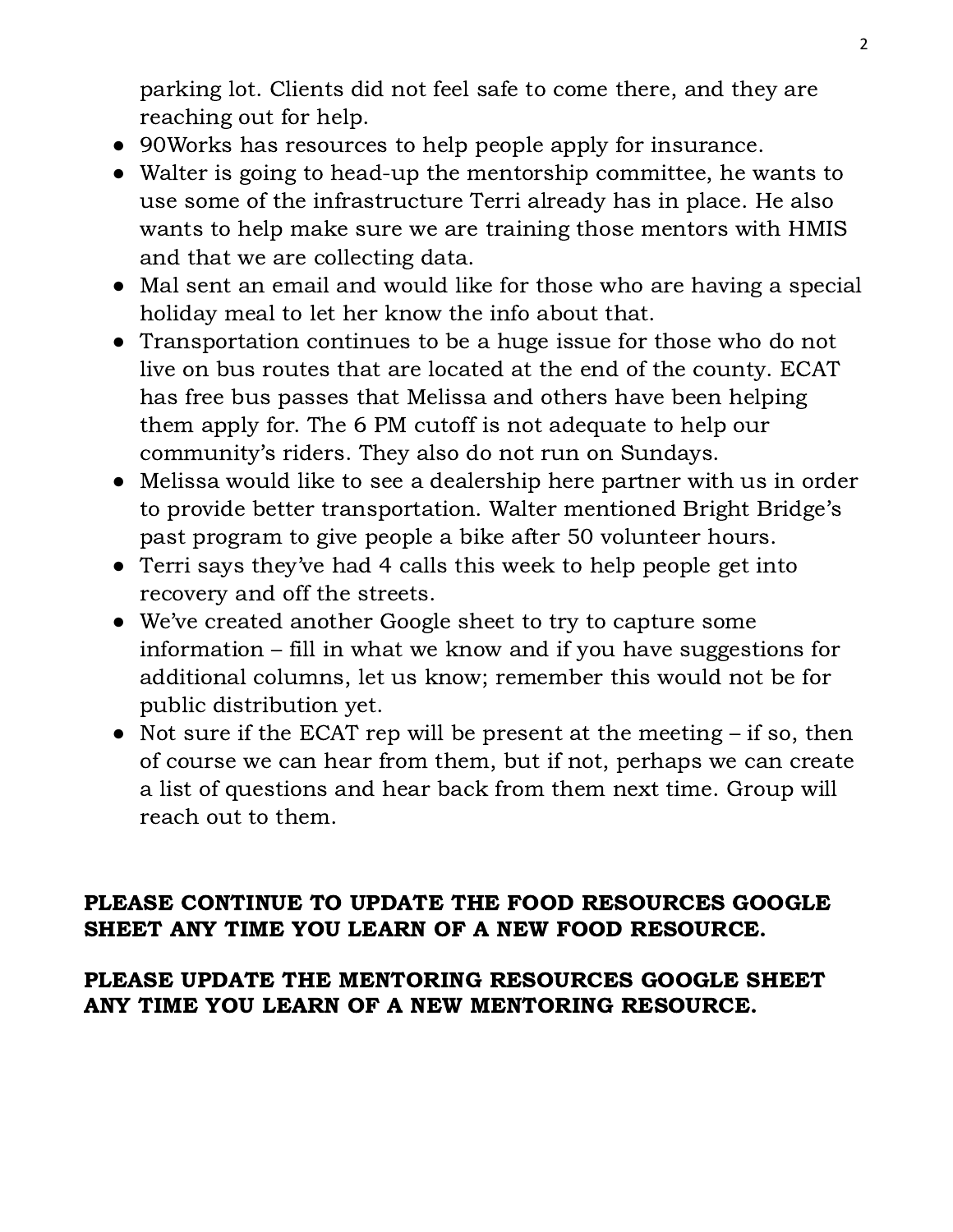parking lot. Clients did not feel safe to come there, and they are reaching out for help.

- 90Works has resources to help people apply for insurance.
- Walter is going to head-up the mentorship committee, he wants to use some of the infrastructure Terri already has in place. He also wants to help make sure we are training those mentors with HMIS and that we are collecting data.
- Mal sent an email and would like for those who are having a special holiday meal to let her know the info about that.
- Transportation continues to be a huge issue for those who do not live on bus routes that are located at the end of the county. ECAT has free bus passes that Melissa and others have been helping them apply for. The 6 PM cutoff is not adequate to help our community's riders. They also do not run on Sundays.
- Melissa would like to see a dealership here partner with us in order to provide better transportation. Walter mentioned Bright Bridge's past program to give people a bike after 50 volunteer hours.
- Terri says they've had 4 calls this week to help people get into recovery and off the streets.
- We've created another Google sheet to try to capture some information – fill in what we know and if you have suggestions for additional columns, let us know; remember this would not be for public distribution yet.
- Not sure if the ECAT rep will be present at the meeting – if so, then of course we can hear from them, but if not, perhaps we can create a list of questions and hear back from them next time. Group will reach out to them.

**PLEASE CONTINUE TO UPDATE THE FOOD RESOURCES GOOGLE SHEET ANY TIME YOU LEARN OF A NEW FOOD RESOURCE.**

**PLEASE UPDATE THE MENTORING RESOURCES GOOGLE SHEET ANY TIME YOU LEARN OF A NEW MENTORING RESOURCE.**